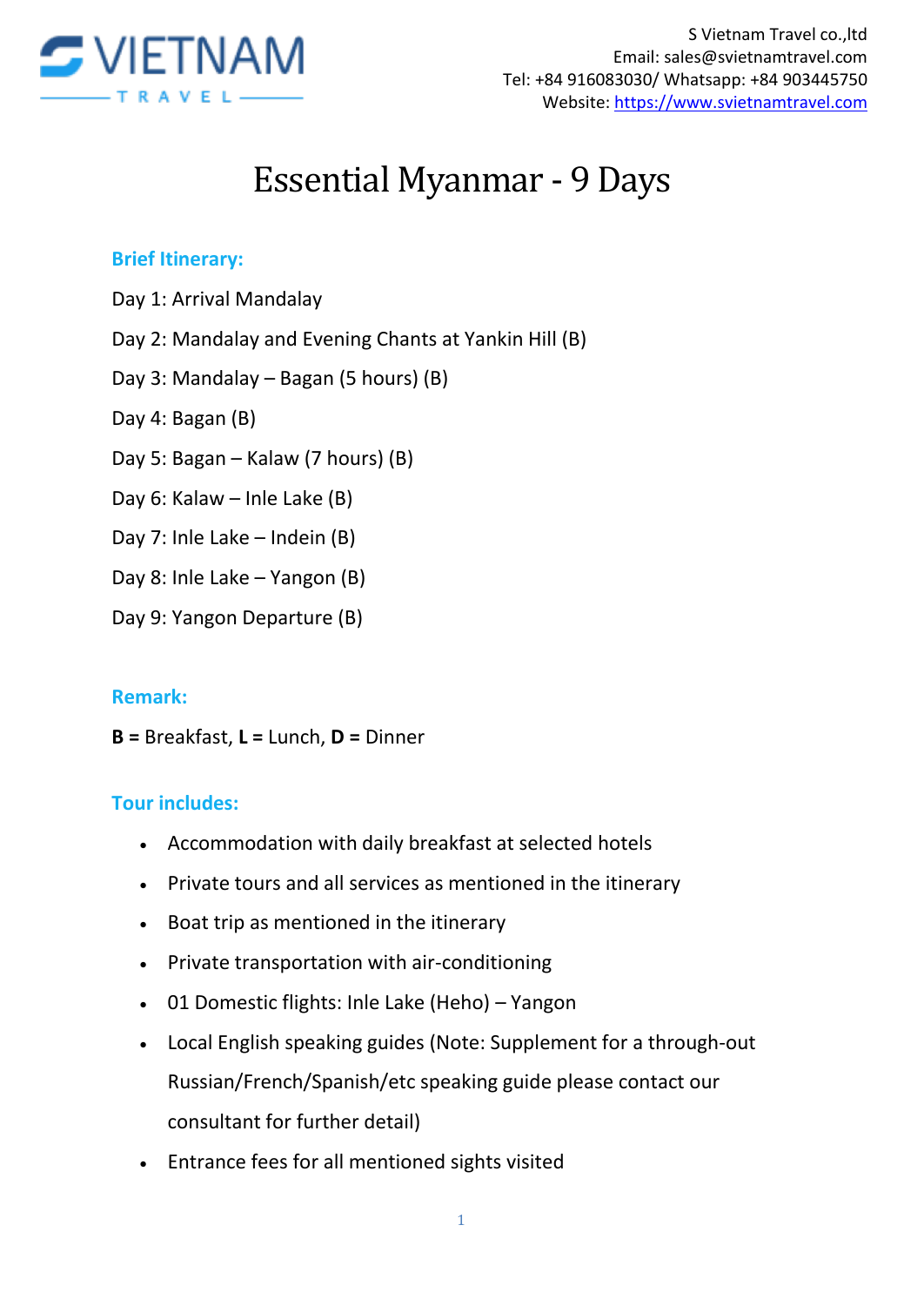S Vietnam Travel co.,ltd
Email: sales@svietnamtravel.com
Tel: +84 916083030/ Whatsapp: +84 903445750
Website: https://www.svietnamtravel.com

# Essential Myanmar - 9 Days

## Brief Itinerary:

Day 1: Arrival Mandalay

Day 2: Mandalay and Evening Chants at Yankin Hill (B)

Day 3: Mandalay – Bagan (5 hours) (B)

Day 4: Bagan (B)

Day 5: Bagan – Kalaw (7 hours) (B)

Day 6: Kalaw – Inle Lake (B)

Day 7: Inle Lake – Indein (B)

Day 8: Inle Lake – Yangon (B)

Day 9: Yangon Departure (B)

## Remark:

**B =** Breakfast, **L =** Lunch, **D =** Dinner

## Tour includes:

- Accommodation with daily breakfast at selected hotels
- Private tours and all services as mentioned in the itinerary
- Boat trip as mentioned in the itinerary
- Private transportation with air-conditioning
- 01 Domestic flights: Inle Lake (Heho) – Yangon
- Local English speaking guides (Note: Supplement for a through-out Russian/French/Spanish/etc speaking guide please contact our consultant for further detail)
- Entrance fees for all mentioned sights visited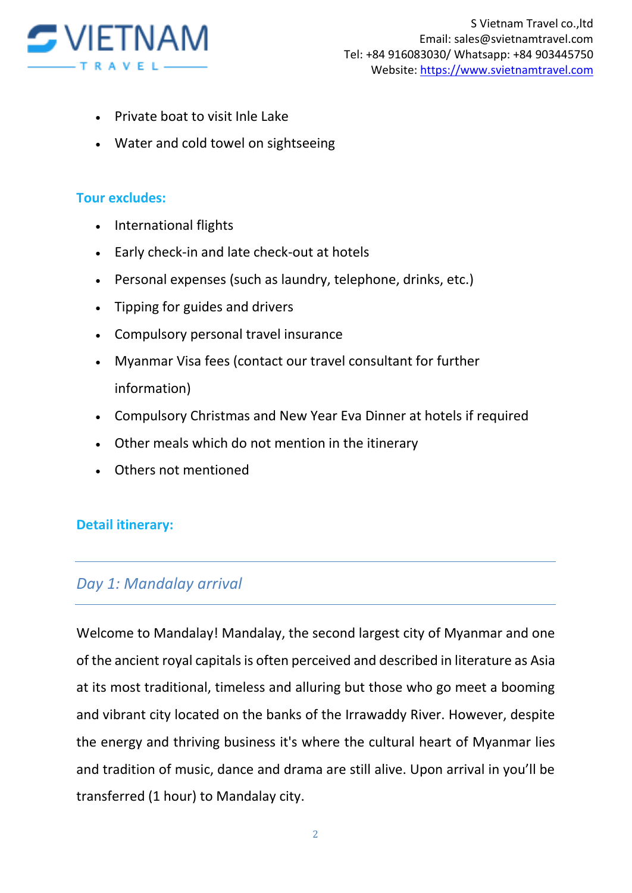- Private boat to visit Inle Lake
- Water and cold towel on sightseeing

**Tour excludes:**

- International flights
- Early check-in and late check-out at hotels
- Personal expenses (such as laundry, telephone, drinks, etc.)
- Tipping for guides and drivers
- Compulsory personal travel insurance
- Myanmar Visa fees (contact our travel consultant for further information)
- Compulsory Christmas and New Year Eva Dinner at hotels if required
- Other meals which do not mention in the itinerary
- Others not mentioned

**Detail itinerary:**

---

## *Day 1: Mandalay arrival*

---

Welcome to Mandalay! Mandalay, the second largest city of Myanmar and one of the ancient royal capitals is often perceived and described in literature as Asia at its most traditional, timeless and alluring but those who go meet a booming and vibrant city located on the banks of the Irrawaddy River. However, despite the energy and thriving business it's where the cultural heart of Myanmar lies and tradition of music, dance and drama are still alive. Upon arrival in you'll be transferred (1 hour) to Mandalay city.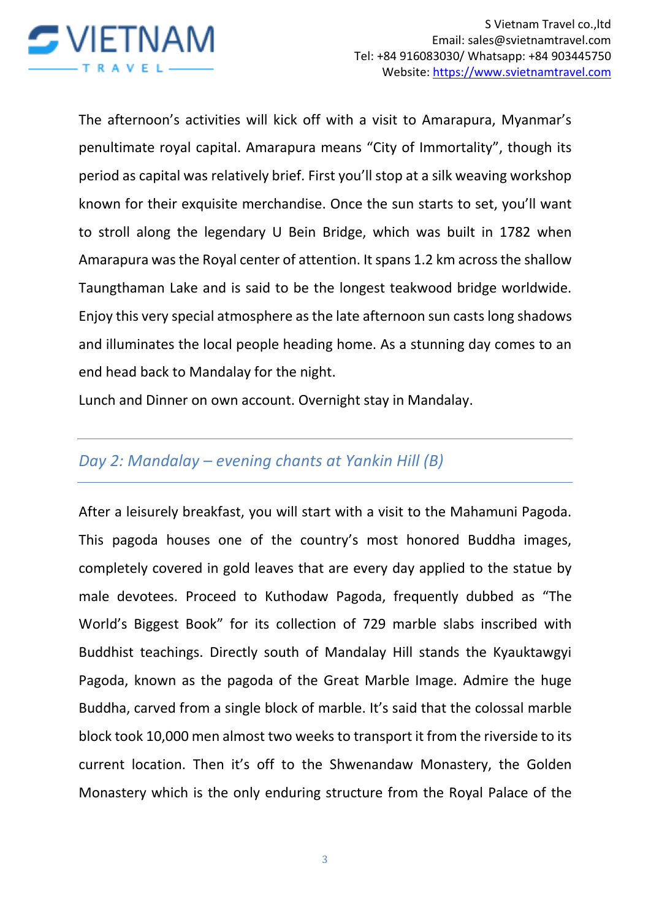The afternoon's activities will kick off with a visit to Amarapura, Myanmar's penultimate royal capital. Amarapura means "City of Immortality", though its period as capital was relatively brief. First you'll stop at a silk weaving workshop known for their exquisite merchandise. Once the sun starts to set, you'll want to stroll along the legendary U Bein Bridge, which was built in 1782 when Amarapura was the Royal center of attention. It spans 1.2 km across the shallow Taungthaman Lake and is said to be the longest teakwood bridge worldwide. Enjoy this very special atmosphere as the late afternoon sun casts long shadows and illuminates the local people heading home. As a stunning day comes to an end head back to Mandalay for the night.

Lunch and Dinner on own account. Overnight stay in Mandalay.

## *Day 2: Mandalay – evening chants at Yankin Hill (B)*

After a leisurely breakfast, you will start with a visit to the Mahamuni Pagoda. This pagoda houses one of the country's most honored Buddha images, completely covered in gold leaves that are every day applied to the statue by male devotees. Proceed to Kuthodaw Pagoda, frequently dubbed as "The World's Biggest Book" for its collection of 729 marble slabs inscribed with Buddhist teachings. Directly south of Mandalay Hill stands the Kyauktawgyi Pagoda, known as the pagoda of the Great Marble Image. Admire the huge Buddha, carved from a single block of marble. It's said that the colossal marble block took 10,000 men almost two weeks to transport it from the riverside to its current location. Then it's off to the Shwenandaw Monastery, the Golden Monastery which is the only enduring structure from the Royal Palace of the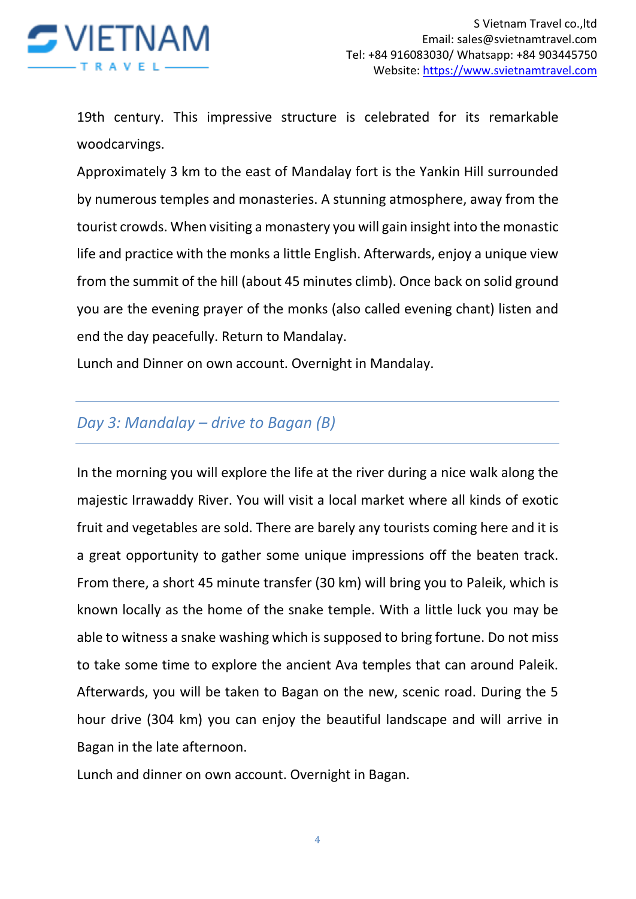19th century. This impressive structure is celebrated for its remarkable woodcarvings.

Approximately 3 km to the east of Mandalay fort is the Yankin Hill surrounded by numerous temples and monasteries. A stunning atmosphere, away from the tourist crowds. When visiting a monastery you will gain insight into the monastic life and practice with the monks a little English. Afterwards, enjoy a unique view from the summit of the hill (about 45 minutes climb). Once back on solid ground you are the evening prayer of the monks (also called evening chant) listen and end the day peacefully. Return to Mandalay.

Lunch and Dinner on own account. Overnight in Mandalay.

---

## *Day 3: Mandalay – drive to Bagan (B)*

---

In the morning you will explore the life at the river during a nice walk along the majestic Irrawaddy River. You will visit a local market where all kinds of exotic fruit and vegetables are sold. There are barely any tourists coming here and it is a great opportunity to gather some unique impressions off the beaten track. From there, a short 45 minute transfer (30 km) will bring you to Paleik, which is known locally as the home of the snake temple. With a little luck you may be able to witness a snake washing which is supposed to bring fortune. Do not miss to take some time to explore the ancient Ava temples that can around Paleik. Afterwards, you will be taken to Bagan on the new, scenic road. During the 5 hour drive (304 km) you can enjoy the beautiful landscape and will arrive in Bagan in the late afternoon.

Lunch and dinner on own account. Overnight in Bagan.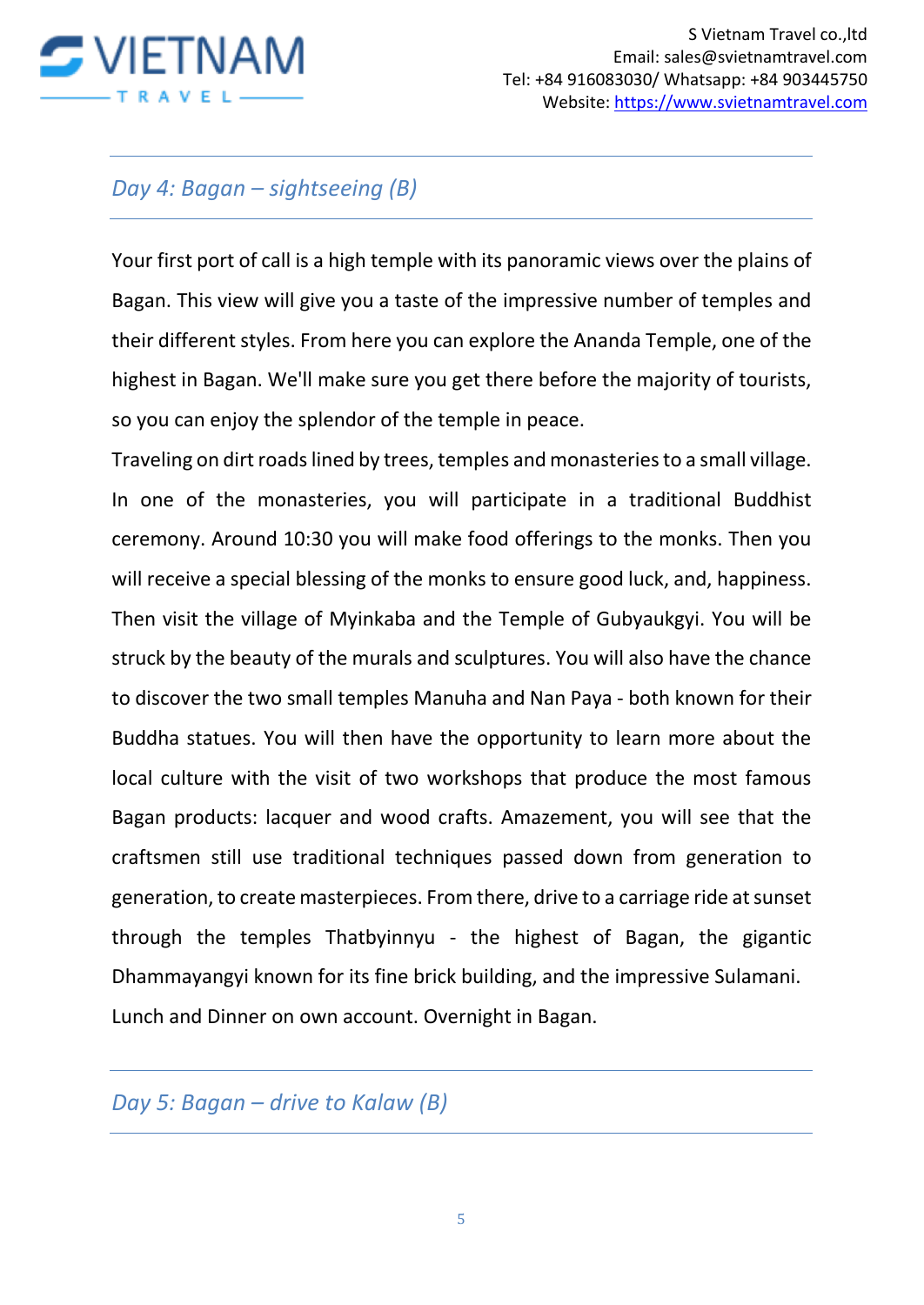## *Day 4: Bagan – sightseeing (B)*

Your first port of call is a high temple with its panoramic views over the plains of Bagan. This view will give you a taste of the impressive number of temples and their different styles. From here you can explore the Ananda Temple, one of the highest in Bagan. We'll make sure you get there before the majority of tourists, so you can enjoy the splendor of the temple in peace.

Traveling on dirt roads lined by trees, temples and monasteries to a small village. In one of the monasteries, you will participate in a traditional Buddhist ceremony. Around 10:30 you will make food offerings to the monks. Then you will receive a special blessing of the monks to ensure good luck, and, happiness. Then visit the village of Myinkaba and the Temple of Gubyaukgyi. You will be struck by the beauty of the murals and sculptures. You will also have the chance to discover the two small temples Manuha and Nan Paya - both known for their Buddha statues. You will then have the opportunity to learn more about the local culture with the visit of two workshops that produce the most famous Bagan products: lacquer and wood crafts. Amazement, you will see that the craftsmen still use traditional techniques passed down from generation to generation, to create masterpieces. From there, drive to a carriage ride at sunset through the temples Thatbyinnyu - the highest of Bagan, the gigantic Dhammayangyi known for its fine brick building, and the impressive Sulamani.

Lunch and Dinner on own account. Overnight in Bagan.

## *Day 5: Bagan – drive to Kalaw (B)*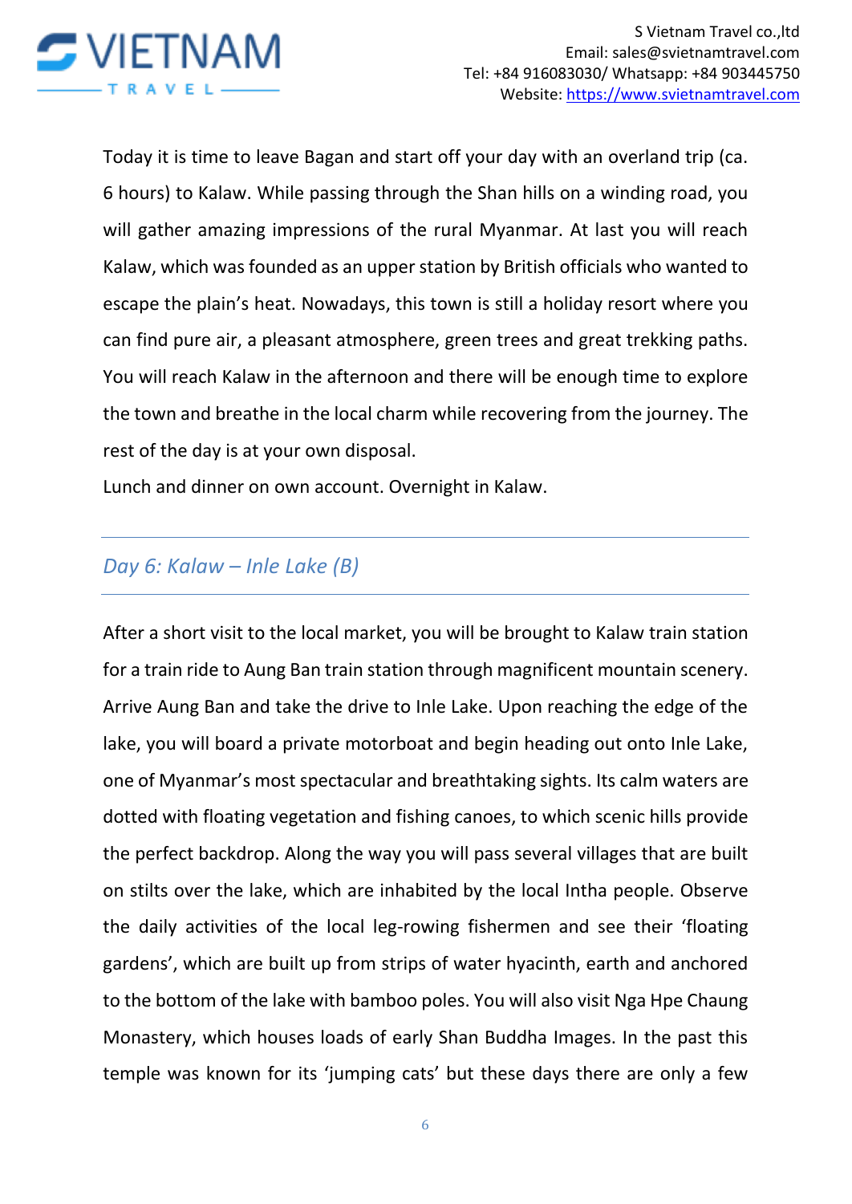Today it is time to leave Bagan and start off your day with an overland trip (ca. 6 hours) to Kalaw. While passing through the Shan hills on a winding road, you will gather amazing impressions of the rural Myanmar. At last you will reach Kalaw, which was founded as an upper station by British officials who wanted to escape the plain's heat. Nowadays, this town is still a holiday resort where you can find pure air, a pleasant atmosphere, green trees and great trekking paths. You will reach Kalaw in the afternoon and there will be enough time to explore the town and breathe in the local charm while recovering from the journey. The rest of the day is at your own disposal.

Lunch and dinner on own account. Overnight in Kalaw.

## *Day 6: Kalaw – Inle Lake (B)*

After a short visit to the local market, you will be brought to Kalaw train station for a train ride to Aung Ban train station through magnificent mountain scenery. Arrive Aung Ban and take the drive to Inle Lake. Upon reaching the edge of the lake, you will board a private motorboat and begin heading out onto Inle Lake, one of Myanmar's most spectacular and breathtaking sights. Its calm waters are dotted with floating vegetation and fishing canoes, to which scenic hills provide the perfect backdrop. Along the way you will pass several villages that are built on stilts over the lake, which are inhabited by the local Intha people. Observe the daily activities of the local leg-rowing fishermen and see their 'floating gardens', which are built up from strips of water hyacinth, earth and anchored to the bottom of the lake with bamboo poles. You will also visit Nga Hpe Chaung Monastery, which houses loads of early Shan Buddha Images. In the past this temple was known for its 'jumping cats' but these days there are only a few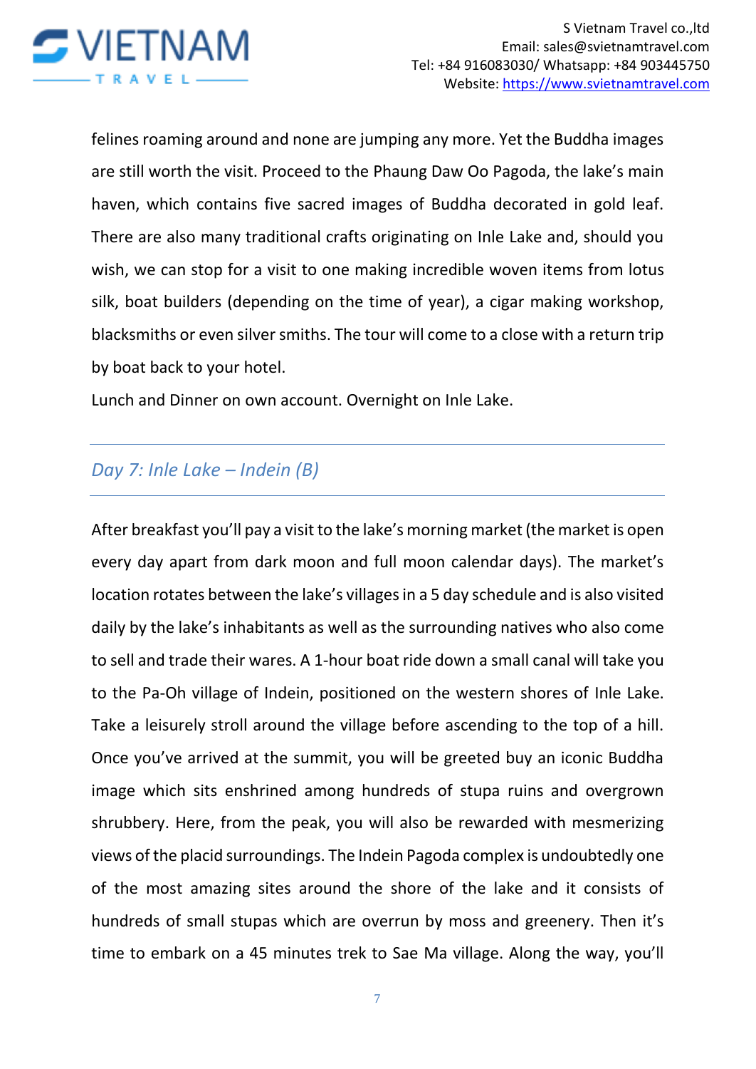felines roaming around and none are jumping any more. Yet the Buddha images are still worth the visit. Proceed to the Phaung Daw Oo Pagoda, the lake's main haven, which contains five sacred images of Buddha decorated in gold leaf. There are also many traditional crafts originating on Inle Lake and, should you wish, we can stop for a visit to one making incredible woven items from lotus silk, boat builders (depending on the time of year), a cigar making workshop, blacksmiths or even silver smiths. The tour will come to a close with a return trip by boat back to your hotel.

Lunch and Dinner on own account. Overnight on Inle Lake.

---

## *Day 7: Inle Lake – Indein (B)*

---

After breakfast you'll pay a visit to the lake's morning market (the market is open every day apart from dark moon and full moon calendar days). The market's location rotates between the lake's villages in a 5 day schedule and is also visited daily by the lake's inhabitants as well as the surrounding natives who also come to sell and trade their wares. A 1-hour boat ride down a small canal will take you to the Pa-Oh village of Indein, positioned on the western shores of Inle Lake. Take a leisurely stroll around the village before ascending to the top of a hill. Once you've arrived at the summit, you will be greeted buy an iconic Buddha image which sits enshrined among hundreds of stupa ruins and overgrown shrubbery. Here, from the peak, you will also be rewarded with mesmerizing views of the placid surroundings. The Indein Pagoda complex is undoubtedly one of the most amazing sites around the shore of the lake and it consists of hundreds of small stupas which are overrun by moss and greenery. Then it's time to embark on a 45 minutes trek to Sae Ma village. Along the way, you'll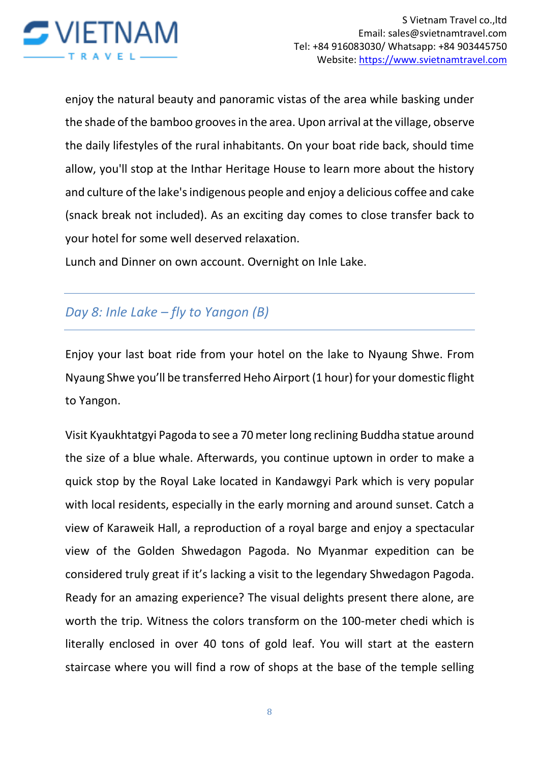enjoy the natural beauty and panoramic vistas of the area while basking under the shade of the bamboo grooves in the area. Upon arrival at the village, observe the daily lifestyles of the rural inhabitants. On your boat ride back, should time allow, you'll stop at the Inthar Heritage House to learn more about the history and culture of the lake's indigenous people and enjoy a delicious coffee and cake (snack break not included). As an exciting day comes to close transfer back to your hotel for some well deserved relaxation.

Lunch and Dinner on own account. Overnight on Inle Lake.

---

## *Day 8: Inle Lake – fly to Yangon (B)*

---

Enjoy your last boat ride from your hotel on the lake to Nyaung Shwe. From Nyaung Shwe you'll be transferred Heho Airport (1 hour) for your domestic flight to Yangon.

Visit Kyaukhtatgyi Pagoda to see a 70 meter long reclining Buddha statue around the size of a blue whale. Afterwards, you continue uptown in order to make a quick stop by the Royal Lake located in Kandawgyi Park which is very popular with local residents, especially in the early morning and around sunset. Catch a view of Karaweik Hall, a reproduction of a royal barge and enjoy a spectacular view of the Golden Shwedagon Pagoda. No Myanmar expedition can be considered truly great if it's lacking a visit to the legendary Shwedagon Pagoda. Ready for an amazing experience? The visual delights present there alone, are worth the trip. Witness the colors transform on the 100-meter chedi which is literally enclosed in over 40 tons of gold leaf. You will start at the eastern staircase where you will find a row of shops at the base of the temple selling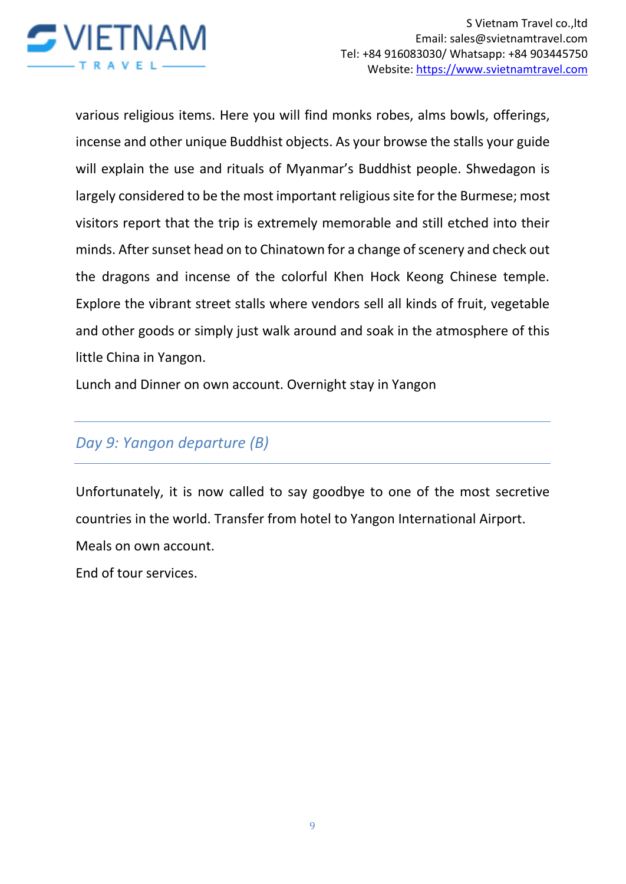various religious items. Here you will find monks robes, alms bowls, offerings, incense and other unique Buddhist objects. As your browse the stalls your guide will explain the use and rituals of Myanmar's Buddhist people. Shwedagon is largely considered to be the most important religious site for the Burmese; most visitors report that the trip is extremely memorable and still etched into their minds. After sunset head on to Chinatown for a change of scenery and check out the dragons and incense of the colorful Khen Hock Keong Chinese temple. Explore the vibrant street stalls where vendors sell all kinds of fruit, vegetable and other goods or simply just walk around and soak in the atmosphere of this little China in Yangon.

Lunch and Dinner on own account. Overnight stay in Yangon

## *Day 9: Yangon departure (B)*

Unfortunately, it is now called to say goodbye to one of the most secretive countries in the world. Transfer from hotel to Yangon International Airport.

Meals on own account.

End of tour services.